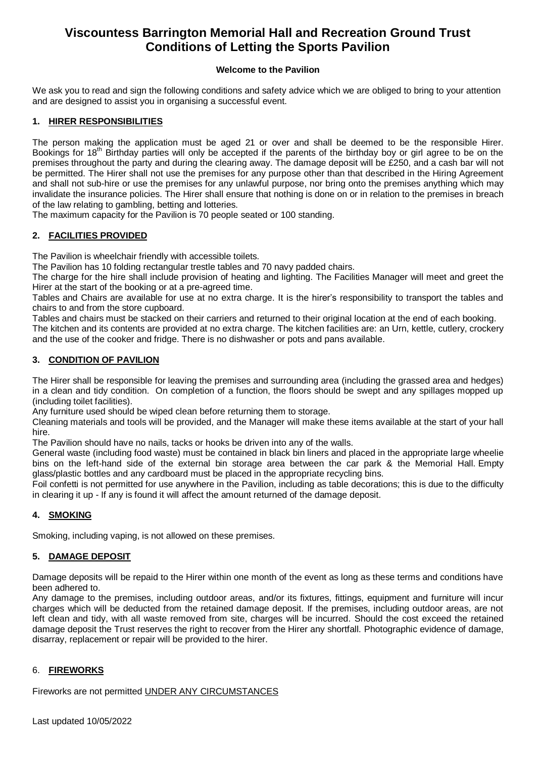# Viscountess Barrington Memorial Hall and Recreation Ground Trust Conditions of Letting the Sports Pavilion

**Welcome to the Pavilion**

We ask you to read and sign the following conditions and safety advice which we are obliged to bring to your attention and are designed to assist you in organising a successful event.

## 1. HIRER RESPONSIBILITIES

The person making the application must be aged 21 or over and shall be deemed to be the responsible Hirer. Bookings for 18th Birthday parties will only be accepted if the parents of the birthday boy or girl agree to be on the premises throughout the party and during the clearing away. The damage deposit will be £250, and a cash bar will not be permitted. The Hirer shall not use the premises for any purpose other than that described in the Hiring Agreement and shall not sub-hire or use the premises for any unlawful purpose, nor bring onto the premises anything which may invalidate the insurance policies. The Hirer shall ensure that nothing is done on or in relation to the premises in breach of the law relating to gambling, betting and lotteries.

The maximum capacity for the Pavilion is 70 people seated or 100 standing.

## 2. FACILITIES PROVIDED

The Pavilion is wheelchair friendly with accessible toilets.

The Pavilion has 10 folding rectangular trestle tables and 70 navy padded chairs.

The charge for the hire shall include provision of heating and lighting. The Facilities Manager will meet and greet the Hirer at the start of the booking or at a pre-agreed time.

Tables and Chairs are available for use at no extra charge. It is the hirer's responsibility to transport the tables and chairs to and from the store cupboard.

Tables and chairs must be stacked on their carriers and returned to their original location at the end of each booking.

The kitchen and its contents are provided at no extra charge. The kitchen facilities are: an Urn, kettle, cutlery, crockery and the use of the cooker and fridge. There is no dishwasher or pots and pans available.

## 3. CONDITION OF PAVILION

The Hirer shall be responsible for leaving the premises and surrounding area (including the grassed area and hedges) in a clean and tidy condition. On completion of a function, the floors should be swept and any spillages mopped up (including toilet facilities).

Any furniture used should be wiped clean before returning them to storage.

Cleaning materials and tools will be provided, and the Manager will make these items available at the start of your hall hire.

The Pavilion should have no nails, tacks or hooks driven into any of the walls.

General waste (including food waste) must be contained in black bin liners and placed in the appropriate large wheelie bins on the left-hand side of the external bin storage area between the car park & the Memorial Hall. Empty glass/plastic bottles and any cardboard must be placed in the appropriate recycling bins.

Foil confetti is not permitted for use anywhere in the Pavilion, including as table decorations; this is due to the difficulty in clearing it up - If any is found it will affect the amount returned of the damage deposit.

## 4. SMOKING

Smoking, including vaping, is not allowed on these premises.

## 5. DAMAGE DEPOSIT

Damage deposits will be repaid to the Hirer within one month of the event as long as these terms and conditions have been adhered to.

Any damage to the premises, including outdoor areas, and/or its fixtures, fittings, equipment and furniture will incur charges which will be deducted from the retained damage deposit. If the premises, including outdoor areas, are not left clean and tidy, with all waste removed from site, charges will be incurred. Should the cost exceed the retained damage deposit the Trust reserves the right to recover from the Hirer any shortfall. Photographic evidence of damage, disarray, replacement or repair will be provided to the hirer.

## 6. FIREWORKS

Fireworks are not permitted UNDER ANY CIRCUMSTANCES

Last updated 10/05/2022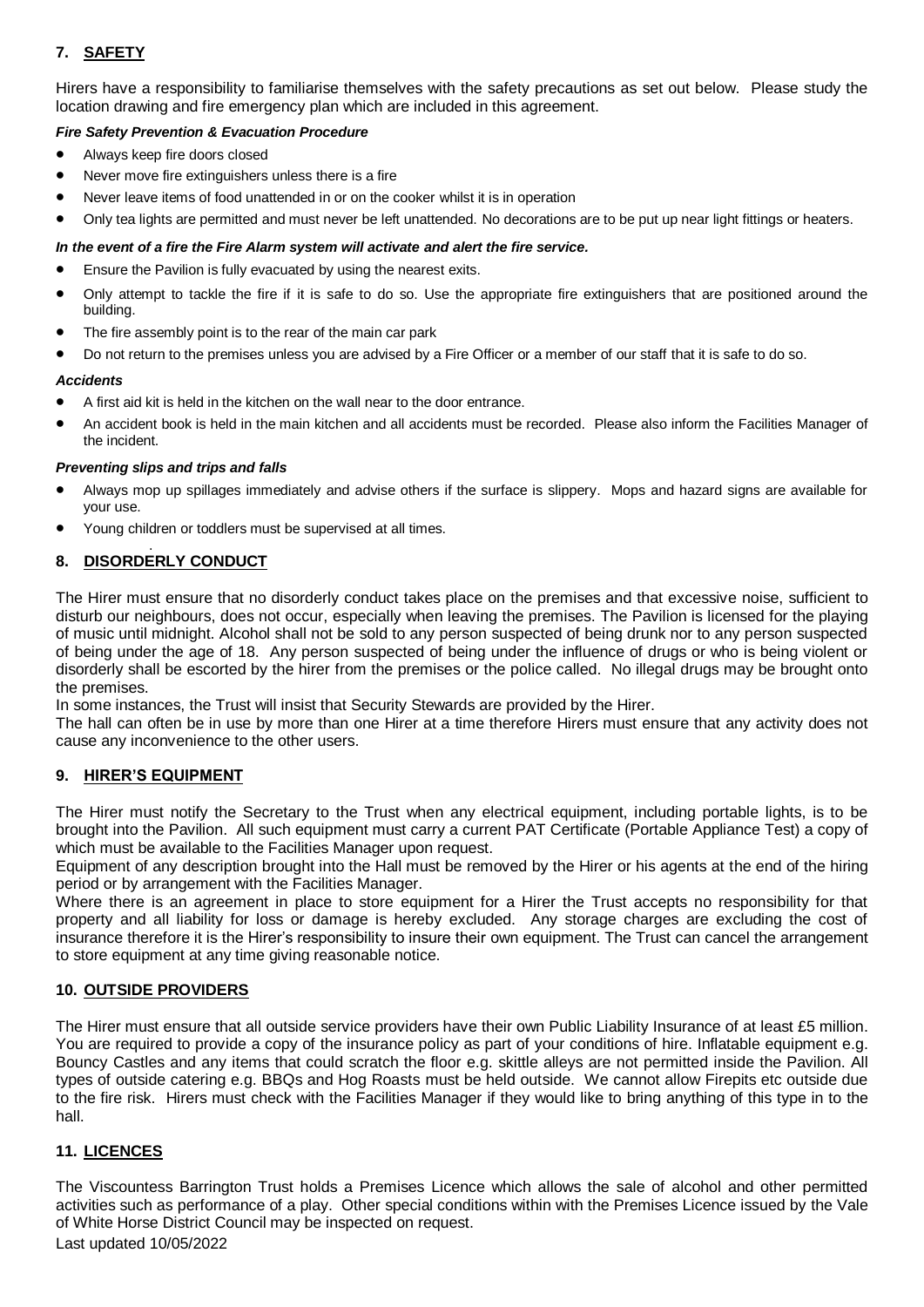## 7. SAFETY

Hirers have a responsibility to familiarise themselves with the safety precautions as set out below. Please study the location drawing and fire emergency plan which are included in this agreement.

***Fire Safety Prevention & Evacuation Procedure***

- Always keep fire doors closed
- Never move fire extinguishers unless there is a fire
- Never leave items of food unattended in or on the cooker whilst it is in operation
- Only tea lights are permitted and must never be left unattended. No decorations are to be put up near light fittings or heaters.

***In the event of a fire the Fire Alarm system will activate and alert the fire service.***

- Ensure the Pavilion is fully evacuated by using the nearest exits.
- Only attempt to tackle the fire if it is safe to do so. Use the appropriate fire extinguishers that are positioned around the building.
- The fire assembly point is to the rear of the main car park
- Do not return to the premises unless you are advised by a Fire Officer or a member of our staff that it is safe to do so.

***Accidents***

- A first aid kit is held in the kitchen on the wall near to the door entrance.
- An accident book is held in the main kitchen and all accidents must be recorded. Please also inform the Facilities Manager of the incident.

***Preventing slips and trips and falls***

- Always mop up spillages immediately and advise others if the surface is slippery. Mops and hazard signs are available for your use.
- Young children or toddlers must be supervised at all times.

## 8. DISORDERLY CONDUCT

The Hirer must ensure that no disorderly conduct takes place on the premises and that excessive noise, sufficient to disturb our neighbours, does not occur, especially when leaving the premises. The Pavilion is licensed for the playing of music until midnight. Alcohol shall not be sold to any person suspected of being drunk nor to any person suspected of being under the age of 18. Any person suspected of being under the influence of drugs or who is being violent or disorderly shall be escorted by the hirer from the premises or the police called. No illegal drugs may be brought onto the premises.

In some instances, the Trust will insist that Security Stewards are provided by the Hirer.

The hall can often be in use by more than one Hirer at a time therefore Hirers must ensure that any activity does not cause any inconvenience to the other users.

## 9. HIRER'S EQUIPMENT

The Hirer must notify the Secretary to the Trust when any electrical equipment, including portable lights, is to be brought into the Pavilion. All such equipment must carry a current PAT Certificate (Portable Appliance Test) a copy of which must be available to the Facilities Manager upon request.

Equipment of any description brought into the Hall must be removed by the Hirer or his agents at the end of the hiring period or by arrangement with the Facilities Manager.

Where there is an agreement in place to store equipment for a Hirer the Trust accepts no responsibility for that property and all liability for loss or damage is hereby excluded. Any storage charges are excluding the cost of insurance therefore it is the Hirer's responsibility to insure their own equipment. The Trust can cancel the arrangement to store equipment at any time giving reasonable notice.

## 10. OUTSIDE PROVIDERS

The Hirer must ensure that all outside service providers have their own Public Liability Insurance of at least £5 million. You are required to provide a copy of the insurance policy as part of your conditions of hire. Inflatable equipment e.g. Bouncy Castles and any items that could scratch the floor e.g. skittle alleys are not permitted inside the Pavilion. All types of outside catering e.g. BBQs and Hog Roasts must be held outside. We cannot allow Firepits etc outside due to the fire risk. Hirers must check with the Facilities Manager if they would like to bring anything of this type in to the hall.

## 11. LICENCES

The Viscountess Barrington Trust holds a Premises Licence which allows the sale of alcohol and other permitted activities such as performance of a play. Other special conditions within with the Premises Licence issued by the Vale of White Horse District Council may be inspected on request.

Last updated 10/05/2022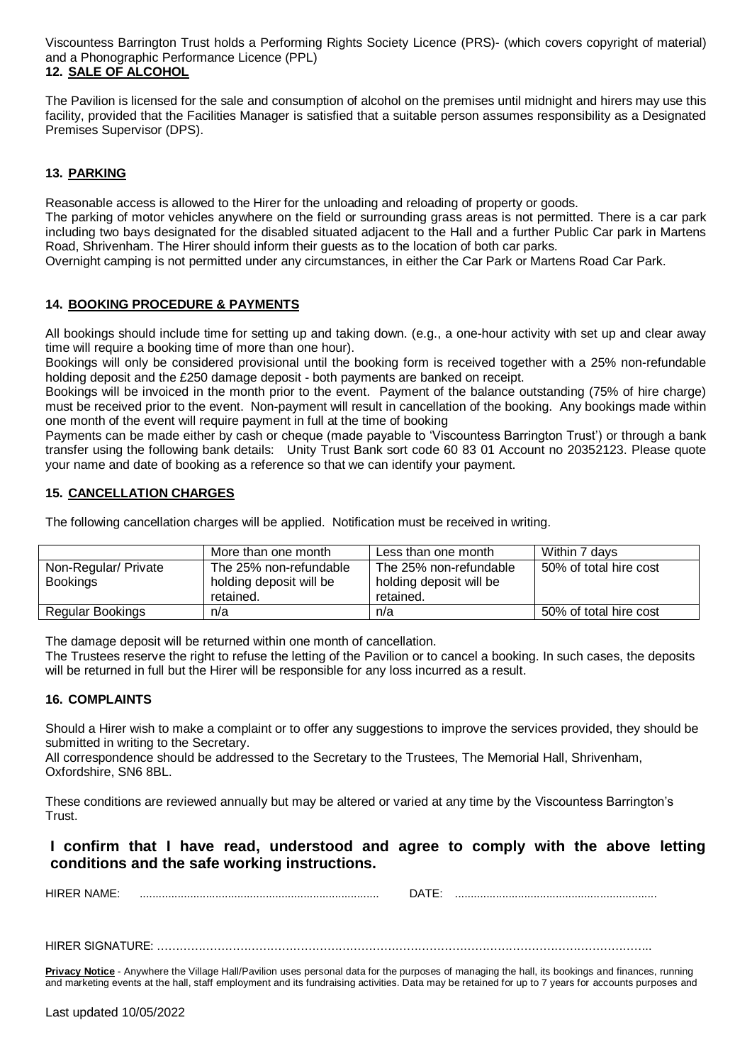Viscountess Barrington Trust holds a Performing Rights Society Licence (PRS)- (which covers copyright of material) and a Phonographic Performance Licence (PPL)

## 12. SALE OF ALCOHOL

The Pavilion is licensed for the sale and consumption of alcohol on the premises until midnight and hirers may use this facility, provided that the Facilities Manager is satisfied that a suitable person assumes responsibility as a Designated Premises Supervisor (DPS).

## 13. PARKING

Reasonable access is allowed to the Hirer for the unloading and reloading of property or goods.

The parking of motor vehicles anywhere on the field or surrounding grass areas is not permitted. There is a car park including two bays designated for the disabled situated adjacent to the Hall and a further Public Car park in Martens Road, Shrivenham. The Hirer should inform their guests as to the location of both car parks.

Overnight camping is not permitted under any circumstances, in either the Car Park or Martens Road Car Park.

## 14. BOOKING PROCEDURE & PAYMENTS

All bookings should include time for setting up and taking down. (e.g., a one-hour activity with set up and clear away time will require a booking time of more than one hour).

Bookings will only be considered provisional until the booking form is received together with a 25% non-refundable holding deposit and the £250 damage deposit - both payments are banked on receipt.

Bookings will be invoiced in the month prior to the event. Payment of the balance outstanding (75% of hire charge) must be received prior to the event. Non-payment will result in cancellation of the booking. Any bookings made within one month of the event will require payment in full at the time of booking

Payments can be made either by cash or cheque (made payable to 'Viscountess Barrington Trust') or through a bank transfer using the following bank details: Unity Trust Bank sort code 60 83 01 Account no 20352123. Please quote your name and date of booking as a reference so that we can identify your payment.

## 15. CANCELLATION CHARGES

The following cancellation charges will be applied. Notification must be received in writing.

| | More than one month | Less than one month | Within 7 days |
|---|---|---|---|
| Non-Regular/ Private Bookings | The 25% non-refundable holding deposit will be retained. | The 25% non-refundable holding deposit will be retained. | 50% of total hire cost |
| Regular Bookings | n/a | n/a | 50% of total hire cost |

The damage deposit will be returned within one month of cancellation.

The Trustees reserve the right to refuse the letting of the Pavilion or to cancel a booking. In such cases, the deposits will be returned in full but the Hirer will be responsible for any loss incurred as a result.

## 16. COMPLAINTS

Should a Hirer wish to make a complaint or to offer any suggestions to improve the services provided, they should be submitted in writing to the Secretary.

All correspondence should be addressed to the Secretary to the Trustees, The Memorial Hall, Shrivenham, Oxfordshire, SN6 8BL.

These conditions are reviewed annually but may be altered or varied at any time by the Viscountess Barrington's Trust.

**I confirm that I have read, understood and agree to comply with the above letting conditions and the safe working instructions.**

HIRER NAME: ............................................................................ DATE: ...............................................................

HIRER SIGNATURE: ………………………………………………………………………………………………………………..

**Privacy Notice** - Anywhere the Village Hall/Pavilion uses personal data for the purposes of managing the hall, its bookings and finances, running and marketing events at the hall, staff employment and its fundraising activities. Data may be retained for up to 7 years for accounts purposes and

Last updated 10/05/2022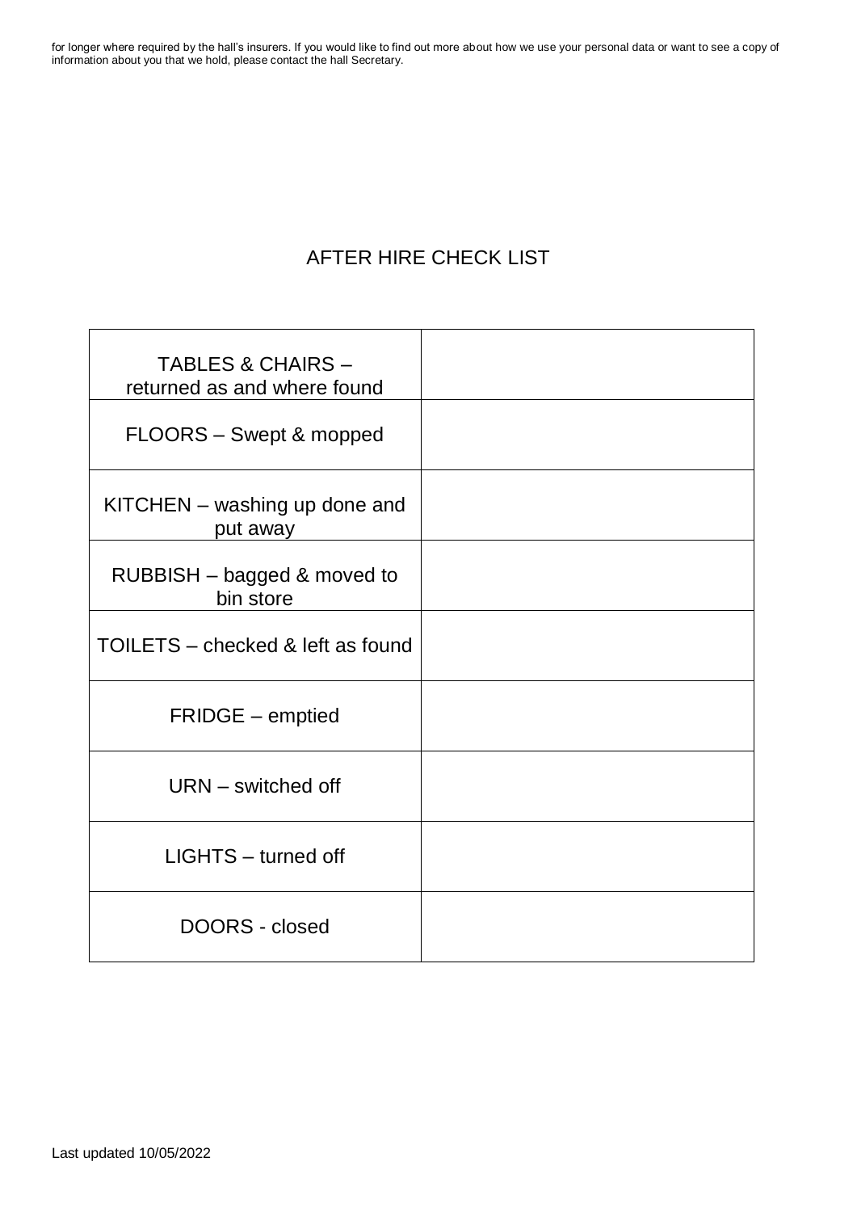for longer where required by the hall's insurers. If you would like to find out more about how we use your personal data or want to see a copy of information about you that we hold, please contact the hall Secretary.

## AFTER HIRE CHECK LIST

| | |
|---|---|
| TABLES & CHAIRS – returned as and where found | |
| FLOORS – Swept & mopped | |
| KITCHEN – washing up done and put away | |
| RUBBISH – bagged & moved to bin store | |
| TOILETS – checked & left as found | |
| FRIDGE – emptied | |
| URN – switched off | |
| LIGHTS – turned off | |
| DOORS - closed | |

Last updated 10/05/2022